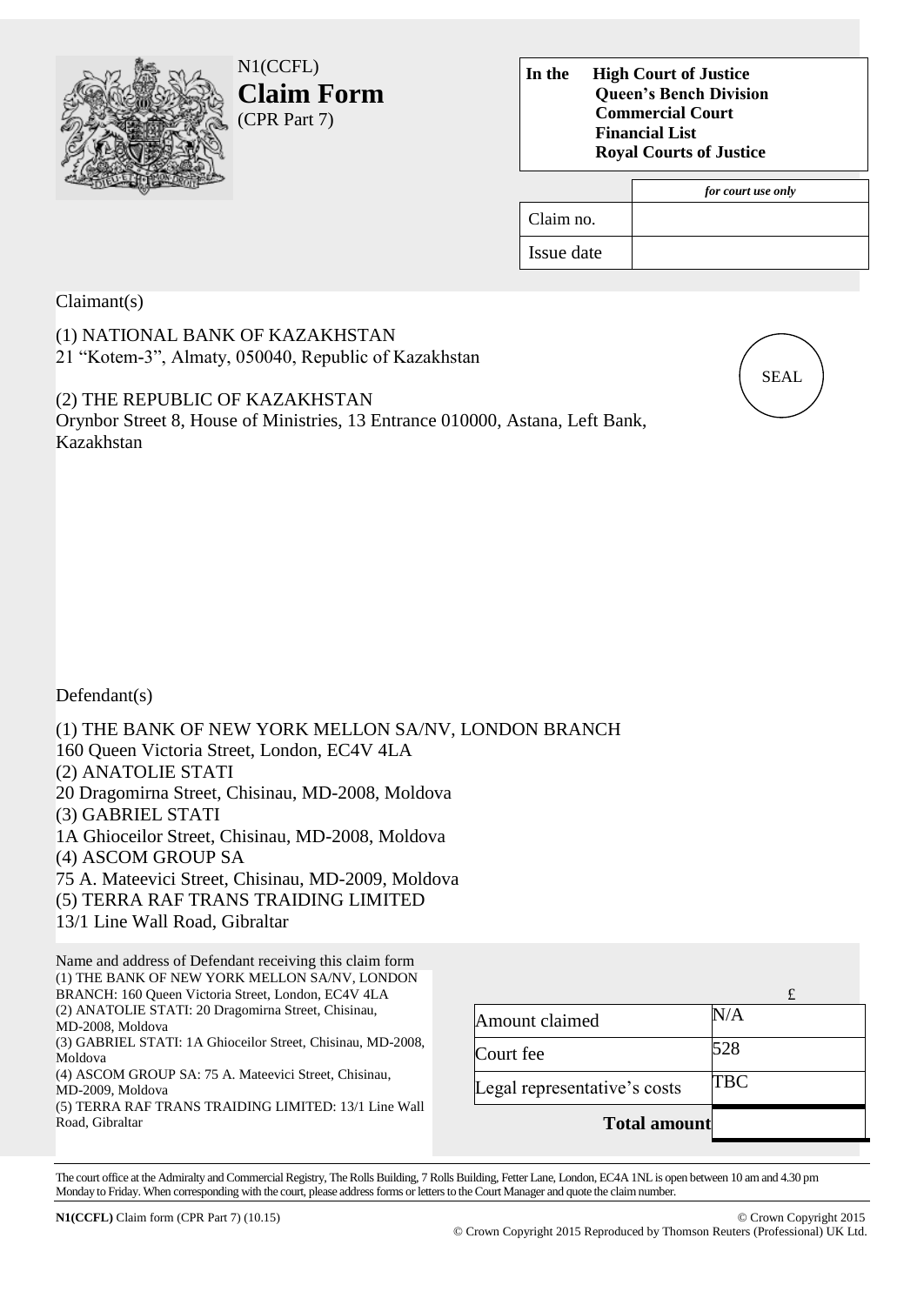N1(CCFL)

# Claim Form

(CPR Part 7)

| In the | High Court of Justice<br>Queen's Bench Division<br>Commercial Court<br>Financial List<br>Royal Courts of Justice |
|---|---|

| | *for court use only* |
|---|---|
| Claim no. | |
| Issue date | |

SEAL

Claimant(s)

(1) NATIONAL BANK OF KAZAKHSTAN
21 "Kotem-3", Almaty, 050040, Republic of Kazakhstan

(2) THE REPUBLIC OF KAZAKHSTAN
Orynbor Street 8, House of Ministries, 13 Entrance 010000, Astana, Left Bank, Kazakhstan

Defendant(s)

(1) THE BANK OF NEW YORK MELLON SA/NV, LONDON BRANCH
160 Queen Victoria Street, London, EC4V 4LA
(2) ANATOLIE STATI
20 Dragomirna Street, Chisinau, MD-2008, Moldova
(3) GABRIEL STATI
1A Ghioceilor Street, Chisinau, MD-2008, Moldova
(4) ASCOM GROUP SA
75 A. Mateevici Street, Chisinau, MD-2009, Moldova
(5) TERRA RAF TRANS TRAIDING LIMITED
13/1 Line Wall Road, Gibraltar

Name and address of Defendant receiving this claim form
(1) THE BANK OF NEW YORK MELLON SA/NV, LONDON BRANCH: 160 Queen Victoria Street, London, EC4V 4LA
(2) ANATOLIE STATI: 20 Dragomirna Street, Chisinau, MD-2008, Moldova
(3) GABRIEL STATI: 1A Ghioceilor Street, Chisinau, MD-2008, Moldova
(4) ASCOM GROUP SA: 75 A. Mateevici Street, Chisinau, MD-2009, Moldova
(5) TERRA RAF TRANS TRAIDING LIMITED: 13/1 Line Wall Road, Gibraltar

| | £ |
|---|---|
| Amount claimed | N/A |
| Court fee | 528 |
| Legal representative's costs | TBC |
| **Total amount** | |

The court office at the Admiralty and Commercial Registry, The Rolls Building, 7 Rolls Building, Fetter Lane, London, EC4A 1NL is open between 10 am and 4.30 pm Monday to Friday. When corresponding with the court, please address forms or letters to the Court Manager and quote the claim number.

**N1(CCFL)** Claim form (CPR Part 7) (10.15)

© Crown Copyright 2015
© Crown Copyright 2015 Reproduced by Thomson Reuters (Professional) UK Ltd.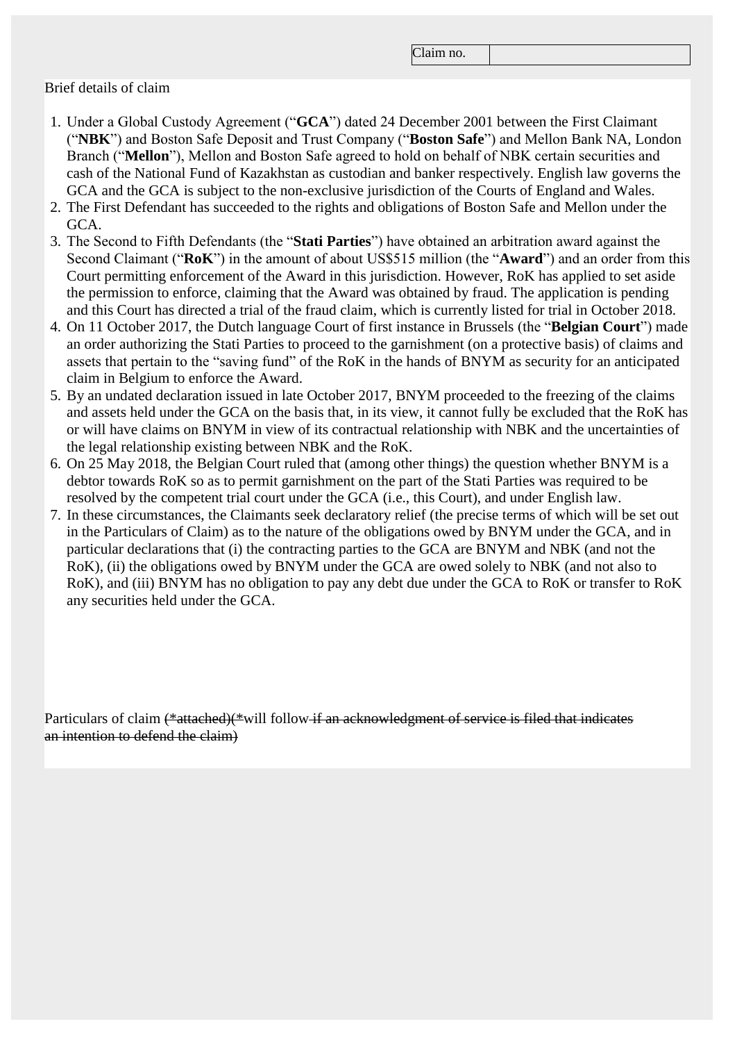| Claim no. | |
|---|---|

Brief details of claim

1. Under a Global Custody Agreement ("**GCA**") dated 24 December 2001 between the First Claimant ("**NBK**") and Boston Safe Deposit and Trust Company ("**Boston Safe**") and Mellon Bank NA, London Branch ("**Mellon**"), Mellon and Boston Safe agreed to hold on behalf of NBK certain securities and cash of the National Fund of Kazakhstan as custodian and banker respectively. English law governs the GCA and the GCA is subject to the non-exclusive jurisdiction of the Courts of England and Wales.
2. The First Defendant has succeeded to the rights and obligations of Boston Safe and Mellon under the GCA.
3. The Second to Fifth Defendants (the "**Stati Parties**") have obtained an arbitration award against the Second Claimant ("**RoK**") in the amount of about US$515 million (the "**Award**") and an order from this Court permitting enforcement of the Award in this jurisdiction. However, RoK has applied to set aside the permission to enforce, claiming that the Award was obtained by fraud. The application is pending and this Court has directed a trial of the fraud claim, which is currently listed for trial in October 2018.
4. On 11 October 2017, the Dutch language Court of first instance in Brussels (the "**Belgian Court**") made an order authorizing the Stati Parties to proceed to the garnishment (on a protective basis) of claims and assets that pertain to the "saving fund" of the RoK in the hands of BNYM as security for an anticipated claim in Belgium to enforce the Award.
5. By an undated declaration issued in late October 2017, BNYM proceeded to the freezing of the claims and assets held under the GCA on the basis that, in its view, it cannot fully be excluded that the RoK has or will have claims on BNYM in view of its contractual relationship with NBK and the uncertainties of the legal relationship existing between NBK and the RoK.
6. On 25 May 2018, the Belgian Court ruled that (among other things) the question whether BNYM is a debtor towards RoK so as to permit garnishment on the part of the Stati Parties was required to be resolved by the competent trial court under the GCA (i.e., this Court), and under English law.
7. In these circumstances, the Claimants seek declaratory relief (the precise terms of which will be set out in the Particulars of Claim) as to the nature of the obligations owed by BNYM under the GCA, and in particular declarations that (i) the contracting parties to the GCA are BNYM and NBK (and not the RoK), (ii) the obligations owed by BNYM under the GCA are owed solely to NBK (and not also to RoK), and (iii) BNYM has no obligation to pay any debt due under the GCA to RoK or transfer to RoK any securities held under the GCA.

Particulars of claim ~~(*attached)(*~~will follow ~~if an acknowledgment of service is filed that indicates an intention to defend the claim)~~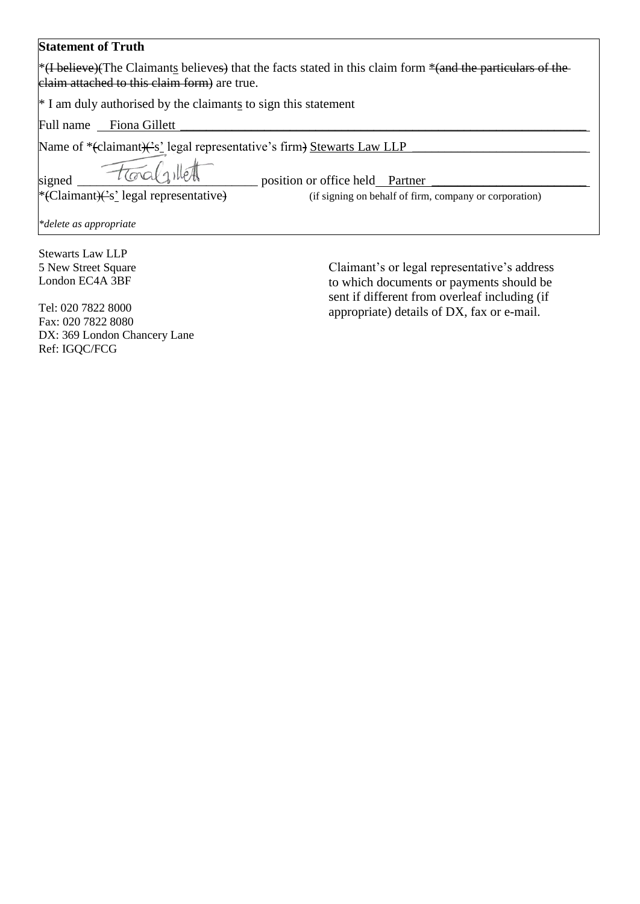**Statement of Truth**

*(I believe)(The Claimants believes) that the facts stated in this claim form *(and the particulars of the claim attached to this claim form) are true.

* I am duly authorised by the claimants to sign this statement

Full name Fiona Gillett

Name of *(claimant)('s' legal representative's firm) Stewarts Law LLP

signed Fiona Gillett position or office held Partner

*(Claimant)('s' legal representative) (if signing on behalf of firm, company or corporation)

*\*delete as appropriate*

Stewarts Law LLP
5 New Street Square
London EC4A 3BF

Tel: 020 7822 8000
Fax: 020 7822 8080
DX: 369 London Chancery Lane
Ref: IGQC/FCG

Claimant's or legal representative's address to which documents or payments should be sent if different from overleaf including (if appropriate) details of DX, fax or e-mail.